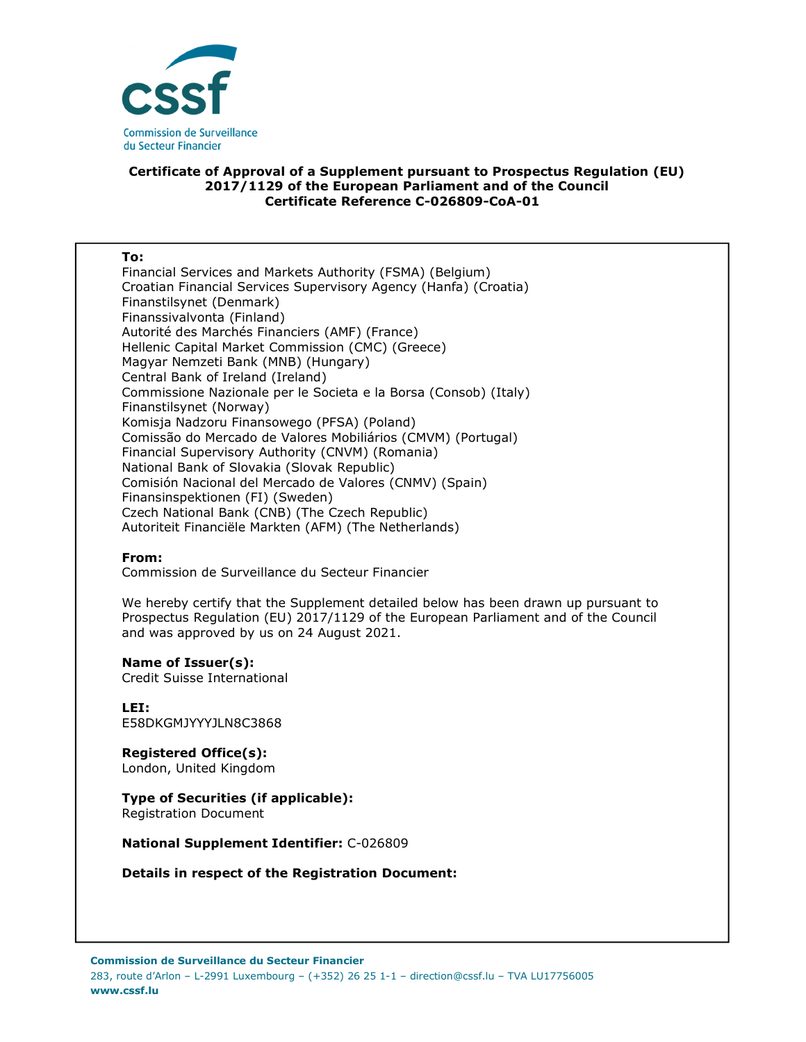**Certificate of Approval of a Supplement pursuant to Prospectus Regulation (EU) 2017/1129 of the European Parliament and of the Council**
**Certificate Reference C-026809-CoA-01**

**To:**
Financial Services and Markets Authority (FSMA) (Belgium)
Croatian Financial Services Supervisory Agency (Hanfa) (Croatia)
Finanstilsynet (Denmark)
Finanssivalvonta (Finland)
Autorité des Marchés Financiers (AMF) (France)
Hellenic Capital Market Commission (CMC) (Greece)
Magyar Nemzeti Bank (MNB) (Hungary)
Central Bank of Ireland (Ireland)
Commissione Nazionale per le Societa e la Borsa (Consob) (Italy)
Finanstilsynet (Norway)
Komisja Nadzoru Finansowego (PFSA) (Poland)
Comissão do Mercado de Valores Mobiliários (CMVM) (Portugal)
Financial Supervisory Authority (CNVM) (Romania)
National Bank of Slovakia (Slovak Republic)
Comisión Nacional del Mercado de Valores (CNMV) (Spain)
Finansinspektionen (FI) (Sweden)
Czech National Bank (CNB) (The Czech Republic)
Autoriteit Financiële Markten (AFM) (The Netherlands)

**From:**
Commission de Surveillance du Secteur Financier

We hereby certify that the Supplement detailed below has been drawn up pursuant to Prospectus Regulation (EU) 2017/1129 of the European Parliament and of the Council and was approved by us on 24 August 2021.

**Name of Issuer(s):**
Credit Suisse International

**LEI:**
E58DKGMJYYYJLN8C3868

**Registered Office(s):**
London, United Kingdom

**Type of Securities (if applicable):**
Registration Document

**National Supplement Identifier:** C-026809

**Details in respect of the Registration Document:**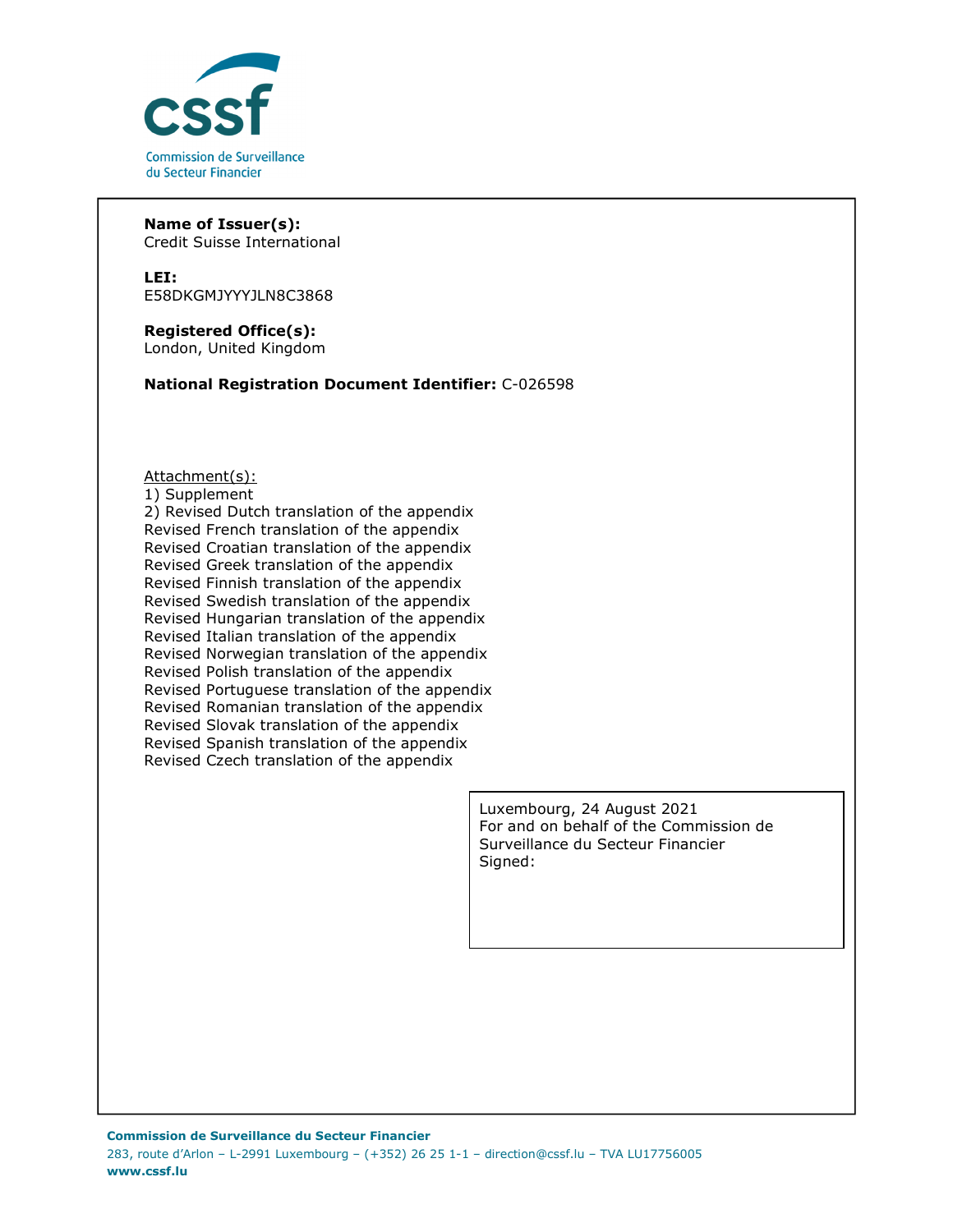cssf

Commission de Surveillance du Secteur Financier

**Name of Issuer(s):**
Credit Suisse International

**LEI:**
E58DKGMJYYYJLN8C3868

**Registered Office(s):**
London, United Kingdom

**National Registration Document Identifier:** C-026598

Attachment(s):
1) Supplement
2) Revised Dutch translation of the appendix
Revised French translation of the appendix
Revised Croatian translation of the appendix
Revised Greek translation of the appendix
Revised Finnish translation of the appendix
Revised Swedish translation of the appendix
Revised Hungarian translation of the appendix
Revised Italian translation of the appendix
Revised Norwegian translation of the appendix
Revised Polish translation of the appendix
Revised Portuguese translation of the appendix
Revised Romanian translation of the appendix
Revised Slovak translation of the appendix
Revised Spanish translation of the appendix
Revised Czech translation of the appendix

Luxembourg, 24 August 2021
For and on behalf of the Commission de Surveillance du Secteur Financier
Signed:

**Commission de Surveillance du Secteur Financier**
283, route d'Arlon – L-2991 Luxembourg – (+352) 26 25 1-1 – direction@cssf.lu – TVA LU17756005
**www.cssf.lu**